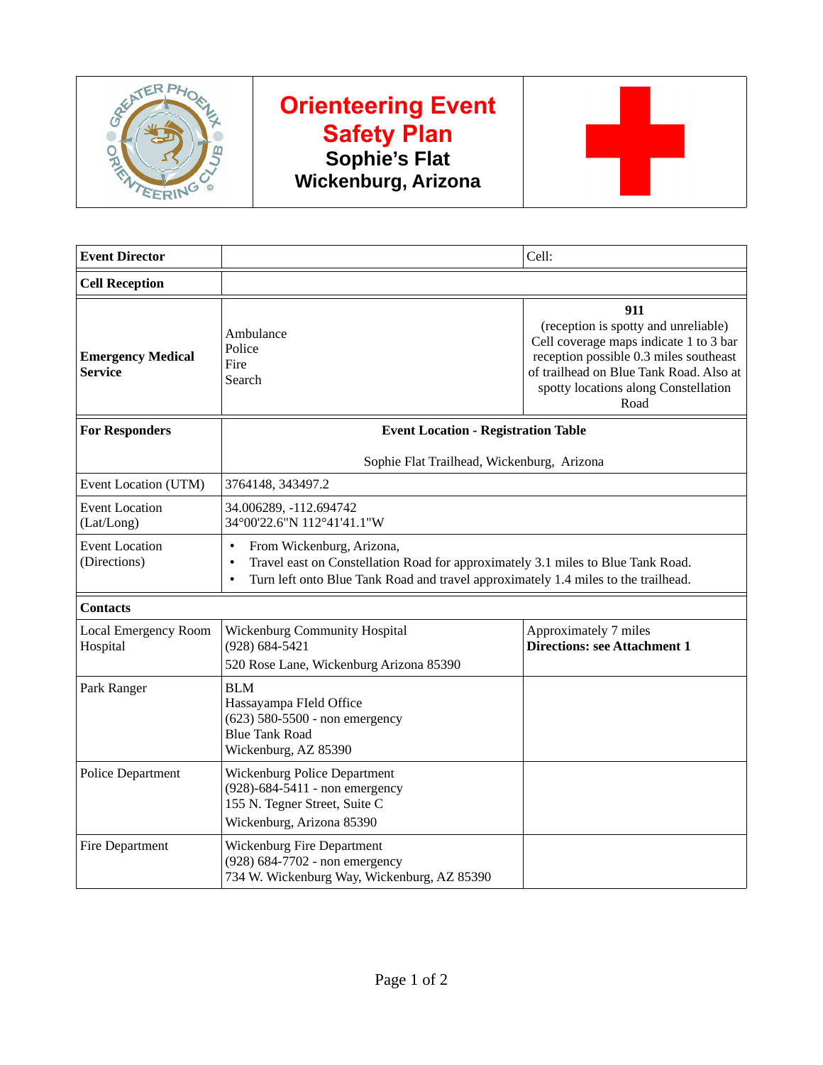# Orienteering Event Safety Plan

## Sophie's Flat
## Wickenburg, Arizona

| **Event Director** | | Cell: |
|---|---|---|
| **Cell Reception** | | |
| **Emergency Medical Service** | Ambulance<br>Police<br>Fire<br>Search | **911**<br>(reception is spotty and unreliable)<br>Cell coverage maps indicate 1 to 3 bar reception possible 0.3 miles southeast of trailhead on Blue Tank Road. Also at spotty locations along Constellation Road |
| **For Responders** | **Event Location - Registration Table**<br><br>Sophie Flat Trailhead, Wickenburg, Arizona | |
| Event Location (UTM) | 3764148, 343497.2 | |
| Event Location (Lat/Long) | 34.006289, -112.694742<br>34°00'22.6"N 112°41'41.1"W | |
| Event Location (Directions) | • From Wickenburg, Arizona,<br>• Travel east on Constellation Road for approximately 3.1 miles to Blue Tank Road.<br>• Turn left onto Blue Tank Road and travel approximately 1.4 miles to the trailhead. | |
| **Contacts** | | |
| Local Emergency Room Hospital | Wickenburg Community Hospital<br>(928) 684-5421<br>520 Rose Lane, Wickenburg Arizona 85390 | Approximately 7 miles<br>**Directions: see Attachment 1** |
| Park Ranger | BLM<br>Hassayampa FIeld Office<br>(623) 580-5500 - non emergency<br>Blue Tank Road<br>Wickenburg, AZ 85390 | |
| Police Department | Wickenburg Police Department<br>(928)-684-5411 - non emergency<br>155 N. Tegner Street, Suite C<br>Wickenburg, Arizona 85390 | |
| Fire Department | Wickenburg Fire Department<br>(928) 684-7702 - non emergency<br>734 W. Wickenburg Way, Wickenburg, AZ 85390 | |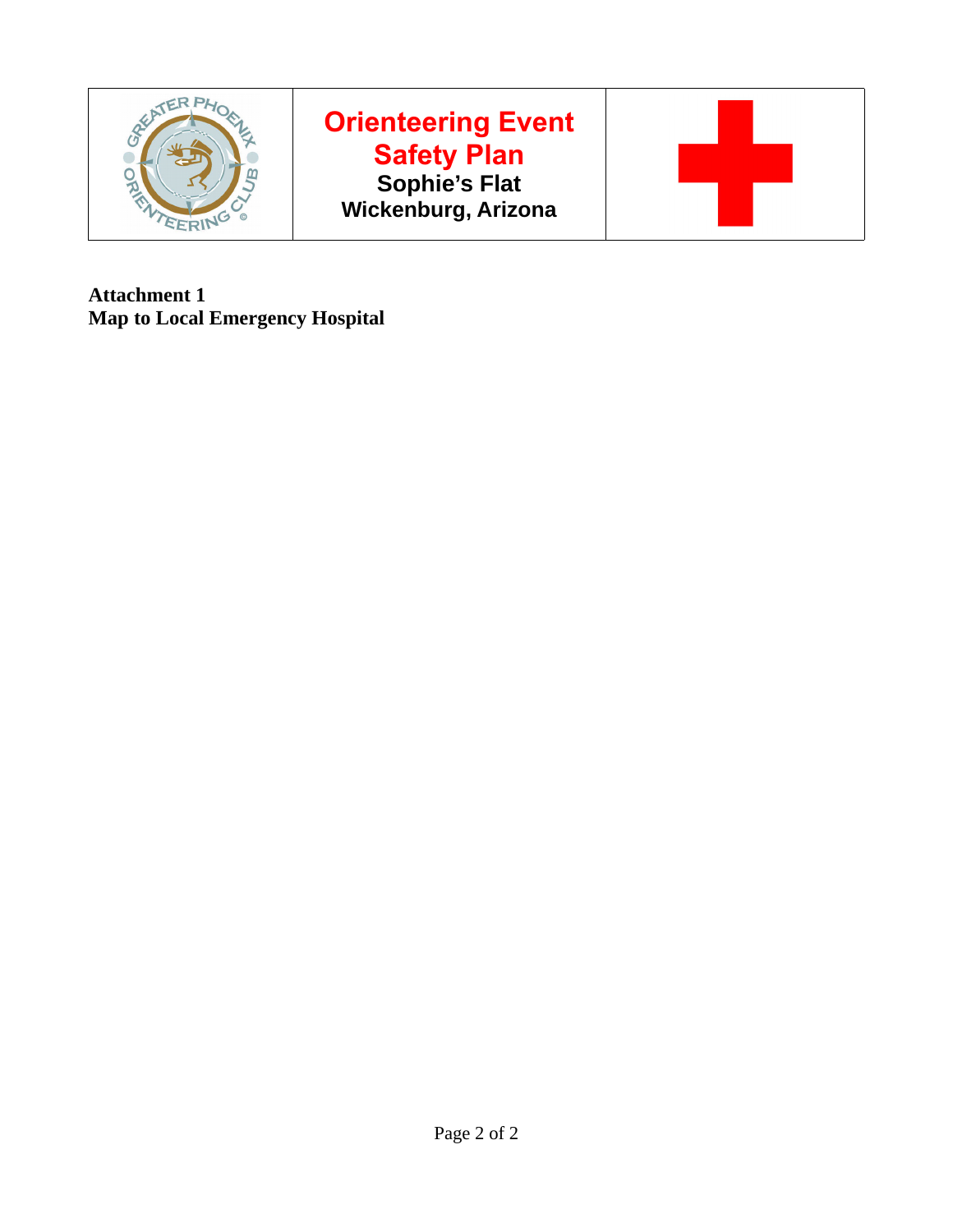| | Orienteering Event Safety Plan<br>Sophie's Flat<br>Wickenburg, Arizona | |
|---|---|---|

**Attachment 1**
**Map to Local Emergency Hospital**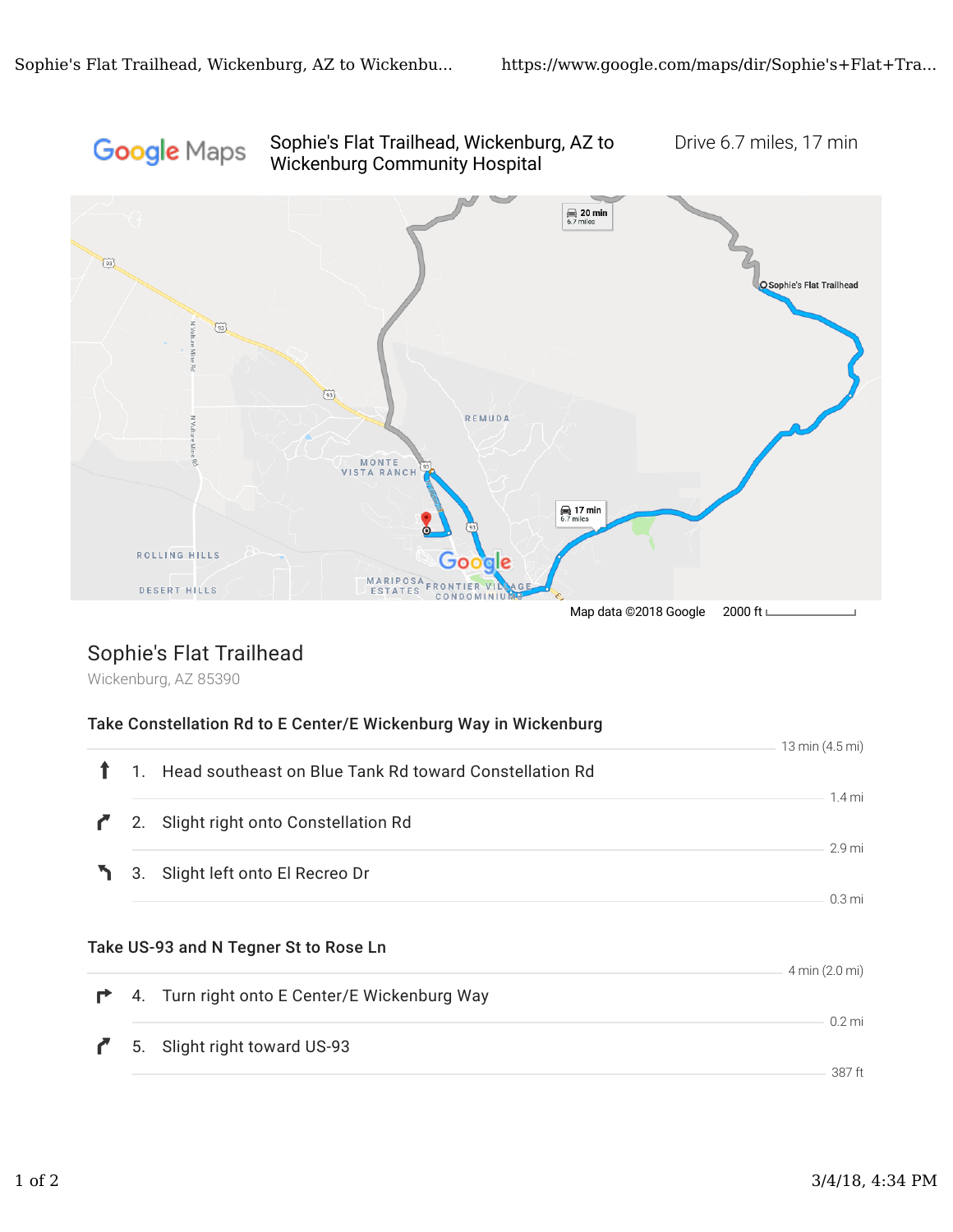Google Maps

Sophie's Flat Trailhead, Wickenburg, AZ to Wickenburg Community Hospital

Drive 6.7 miles, 17 min

Map data ©2018 Google  2000 ft

## Sophie's Flat Trailhead

Wickenburg, AZ 85390

### Take Constellation Rd to E Center/E Wickenburg Way in Wickenburg

13 min (4.5 mi)

1. Head southeast on Blue Tank Rd toward Constellation Rd

   1.4 mi

2. Slight right onto Constellation Rd

   2.9 mi

3. Slight left onto El Recreo Dr

   0.3 mi

### Take US-93 and N Tegner St to Rose Ln

4 min (2.0 mi)

4. Turn right onto E Center/E Wickenburg Way

   0.2 mi

5. Slight right toward US-93

   387 ft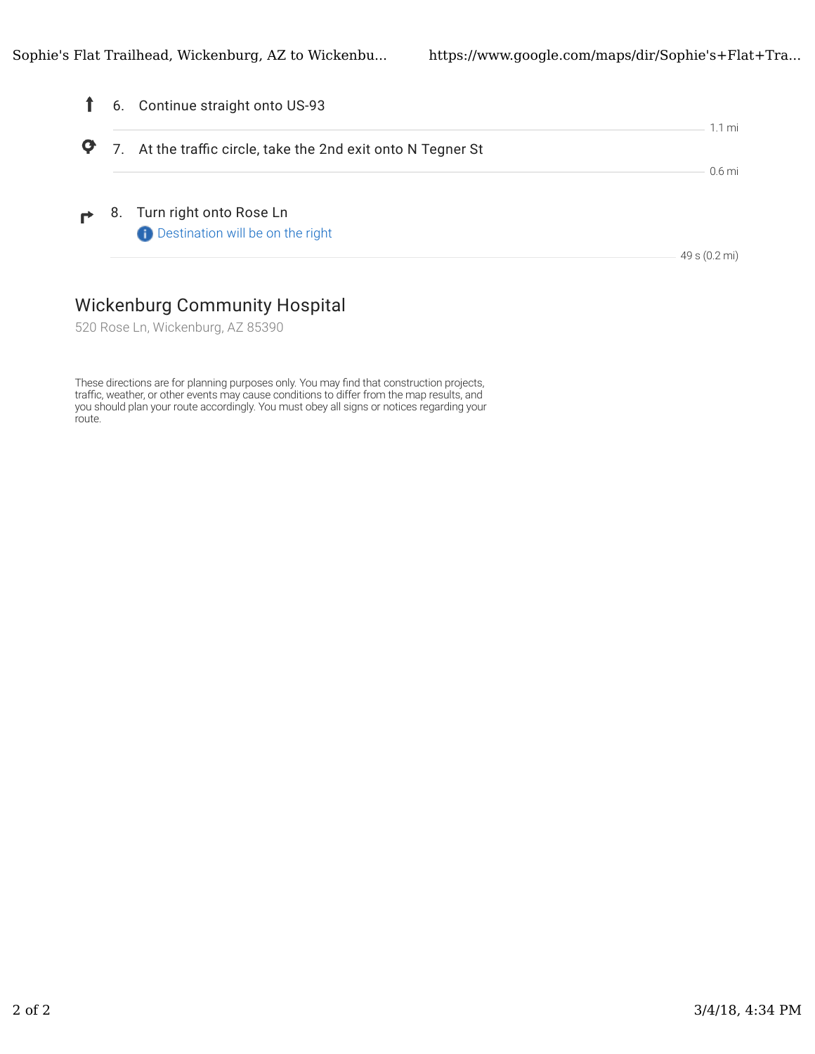6. Continue straight onto US-93

1.1 mi

7. At the traffic circle, take the 2nd exit onto N Tegner St

0.6 mi

8. Turn right onto Rose Ln
   Destination will be on the right

49 s (0.2 mi)

## Wickenburg Community Hospital

520 Rose Ln, Wickenburg, AZ 85390

These directions are for planning purposes only. You may find that construction projects, traffic, weather, or other events may cause conditions to differ from the map results, and you should plan your route accordingly. You must obey all signs or notices regarding your route.